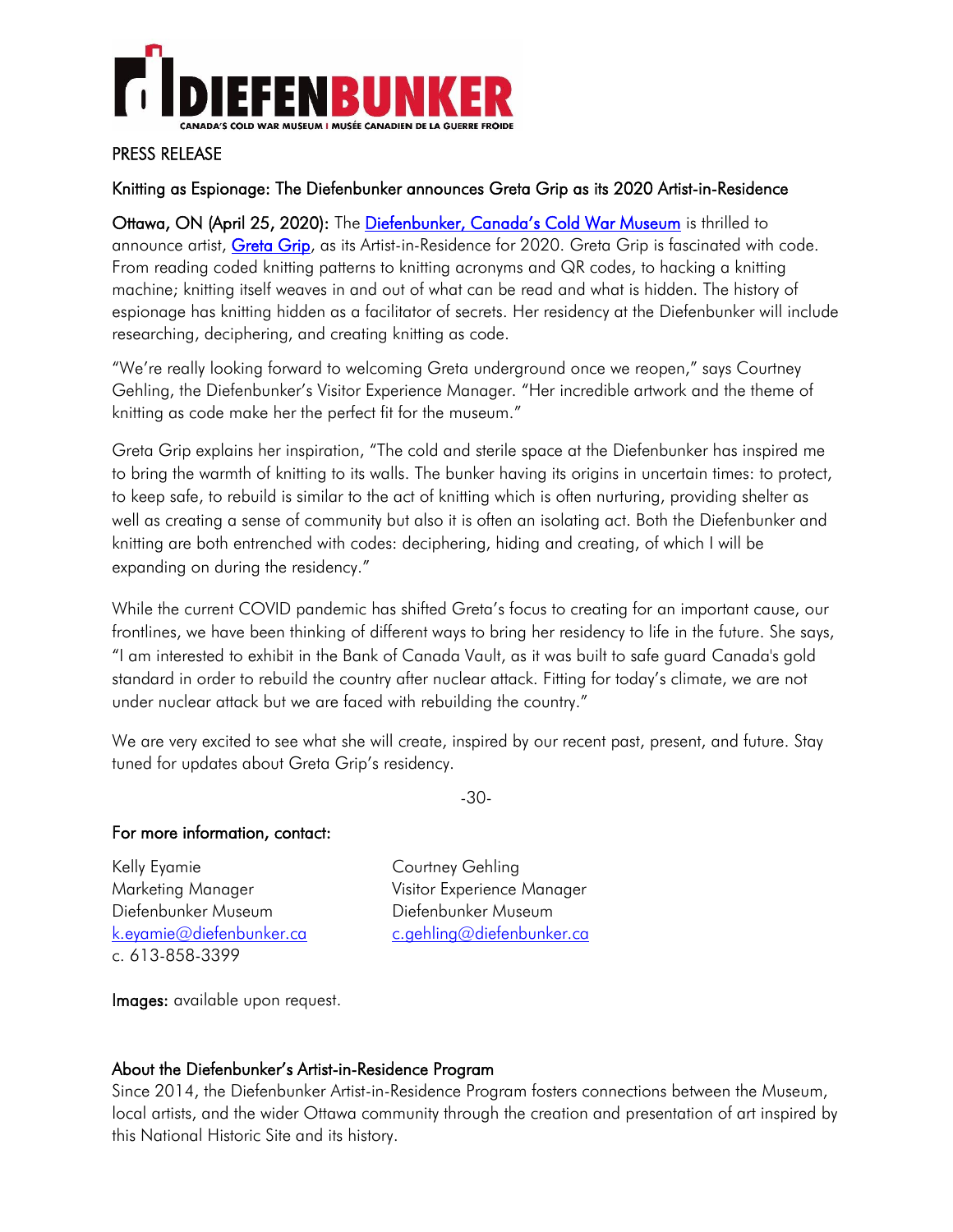DIEFENBUNKER

CANADA'S COLD WAR MUSEUM | MUSÉE CANADIEN DE LA GUERRE FROIDE

PRESS RELEASE

## Knitting as Espionage: The Diefenbunker announces Greta Grip as its 2020 Artist-in-Residence

**Ottawa, ON (April 25, 2020):** The [Diefenbunker, Canada's Cold War Museum]() is thrilled to announce artist, [Greta Grip](), as its Artist-in-Residence for 2020. Greta Grip is fascinated with code. From reading coded knitting patterns to knitting acronyms and QR codes, to hacking a knitting machine; knitting itself weaves in and out of what can be read and what is hidden. The history of espionage has knitting hidden as a facilitator of secrets. Her residency at the Diefenbunker will include researching, deciphering, and creating knitting as code.

"We're really looking forward to welcoming Greta underground once we reopen," says Courtney Gehling, the Diefenbunker's Visitor Experience Manager. "Her incredible artwork and the theme of knitting as code make her the perfect fit for the museum."

Greta Grip explains her inspiration, "The cold and sterile space at the Diefenbunker has inspired me to bring the warmth of knitting to its walls. The bunker having its origins in uncertain times: to protect, to keep safe, to rebuild is similar to the act of knitting which is often nurturing, providing shelter as well as creating a sense of community but also it is often an isolating act. Both the Diefenbunker and knitting are both entrenched with codes: deciphering, hiding and creating, of which I will be expanding on during the residency."

While the current COVID pandemic has shifted Greta's focus to creating for an important cause, our frontlines, we have been thinking of different ways to bring her residency to life in the future. She says, "I am interested to exhibit in the Bank of Canada Vault, as it was built to safe guard Canada's gold standard in order to rebuild the country after nuclear attack. Fitting for today's climate, we are not under nuclear attack but we are faced with rebuilding the country."

We are very excited to see what she will create, inspired by our recent past, present, and future. Stay tuned for updates about Greta Grip's residency.

-30-

**For more information, contact:**

Kelly Eyamie
Marketing Manager
Diefenbunker Museum
k.eyamie@diefenbunker.ca
c. 613-858-3399

Courtney Gehling
Visitor Experience Manager
Diefenbunker Museum
c.gehling@diefenbunker.ca

**Images:** available upon request.

### About the Diefenbunker's Artist-in-Residence Program

Since 2014, the Diefenbunker Artist-in-Residence Program fosters connections between the Museum, local artists, and the wider Ottawa community through the creation and presentation of art inspired by this National Historic Site and its history.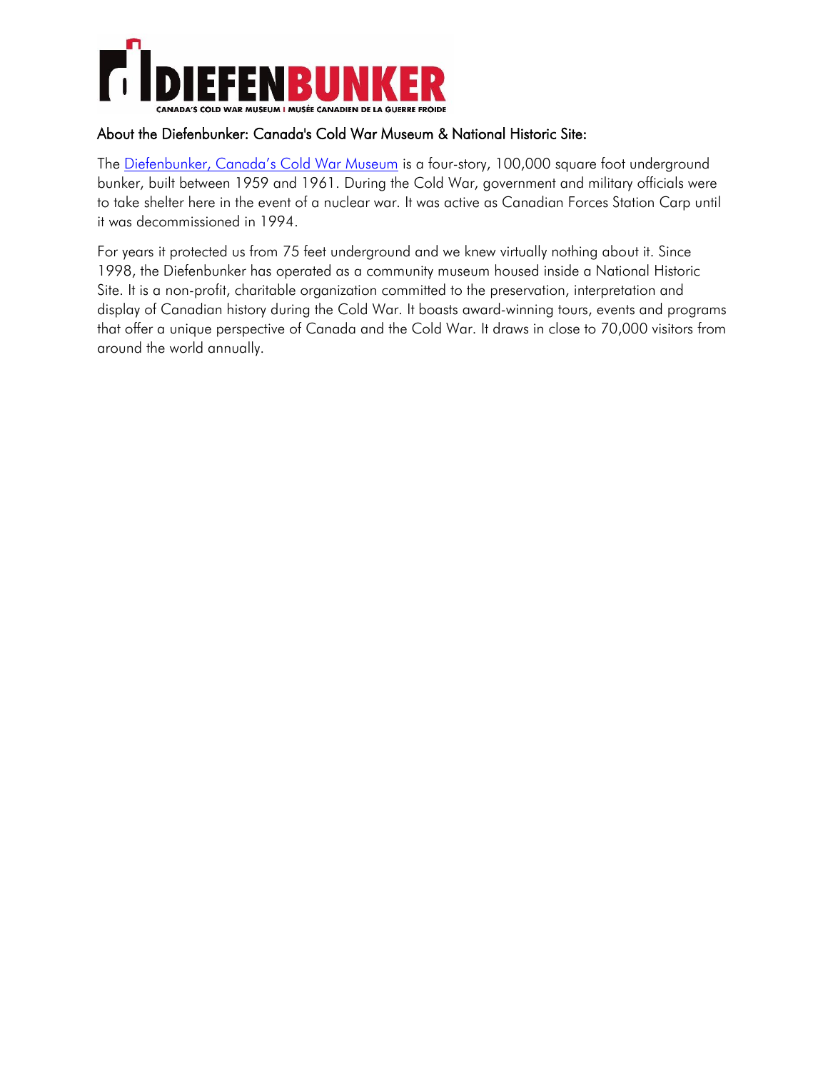DIEFENBUNKER

CANADA'S COLD WAR MUSEUM I MUSÉE CANADIEN DE LA GUERRE FROIDE

## About the Diefenbunker: Canada's Cold War Museum & National Historic Site:

The [Diefenbunker, Canada's Cold War Museum] is a four-story, 100,000 square foot underground bunker, built between 1959 and 1961. During the Cold War, government and military officials were to take shelter here in the event of a nuclear war. It was active as Canadian Forces Station Carp until it was decommissioned in 1994.

For years it protected us from 75 feet underground and we knew virtually nothing about it. Since 1998, the Diefenbunker has operated as a community museum housed inside a National Historic Site. It is a non-profit, charitable organization committed to the preservation, interpretation and display of Canadian history during the Cold War. It boasts award-winning tours, events and programs that offer a unique perspective of Canada and the Cold War. It draws in close to 70,000 visitors from around the world annually.